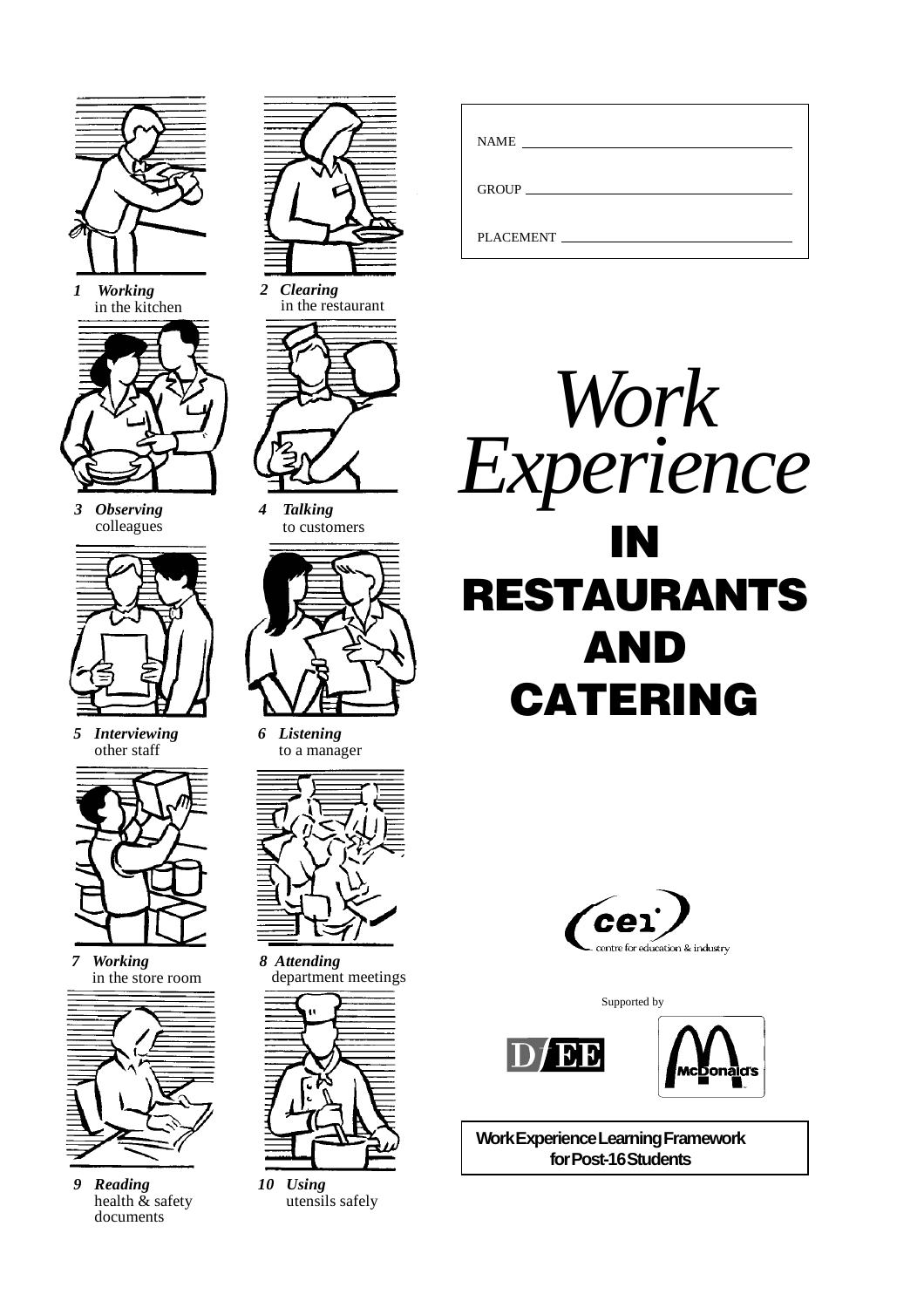NAME

GROUP

PLACEMENT

# *Work Experience* IN RESTAURANTS AND CATERING

**1 *Working*** in the kitchen

**2 *Clearing*** in the restaurant

**3 *Observing*** colleagues

**4 *Talking*** to customers

**5 *Interviewing*** other staff

**6 *Listening*** to a manager

**7 *Working*** in the store room

**8 *Attending*** department meetings

**9 *Reading*** health & safety documents

**10 *Using*** utensils safely

cei centre for education & industry

Supported by

DfEE

McDonald's

**Work Experience Learning Framework for Post-16 Students**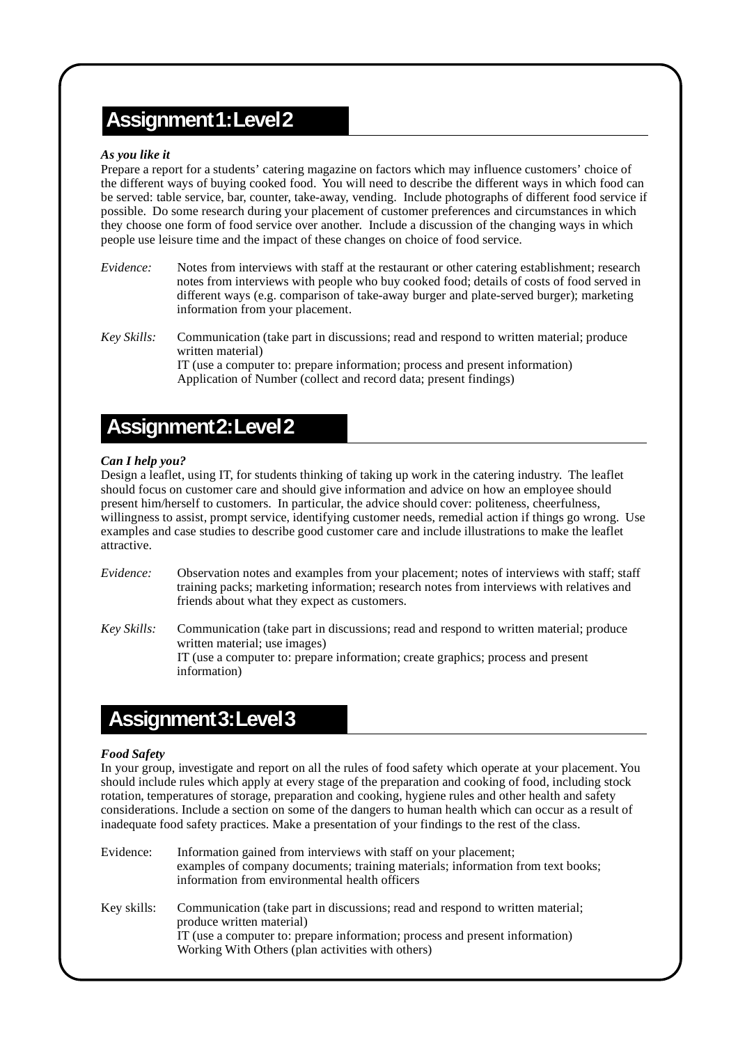## Assignment 1: Level 2

***As you like it***

Prepare a report for a students' catering magazine on factors which may influence customers' choice of the different ways of buying cooked food. You will need to describe the different ways in which food can be served: table service, bar, counter, take-away, vending. Include photographs of different food service if possible. Do some research during your placement of customer preferences and circumstances in which they choose one form of food service over another. Include a discussion of the changing ways in which people use leisure time and the impact of these changes on choice of food service.

*Evidence:* Notes from interviews with staff at the restaurant or other catering establishment; research notes from interviews with people who buy cooked food; details of costs of food served in different ways (e.g. comparison of take-away burger and plate-served burger); marketing information from your placement.

*Key Skills:* Communication (take part in discussions; read and respond to written material; produce written material)
IT (use a computer to: prepare information; process and present information)
Application of Number (collect and record data; present findings)

## Assignment 2: Level 2

***Can I help you?***

Design a leaflet, using IT, for students thinking of taking up work in the catering industry. The leaflet should focus on customer care and should give information and advice on how an employee should present him/herself to customers. In particular, the advice should cover: politeness, cheerfulness, willingness to assist, prompt service, identifying customer needs, remedial action if things go wrong. Use examples and case studies to describe good customer care and include illustrations to make the leaflet attractive.

*Evidence:* Observation notes and examples from your placement; notes of interviews with staff; staff training packs; marketing information; research notes from interviews with relatives and friends about what they expect as customers.

*Key Skills:* Communication (take part in discussions; read and respond to written material; produce written material; use images)
IT (use a computer to: prepare information; create graphics; process and present information)

## Assignment 3: Level 3

***Food Safety***

In your group, investigate and report on all the rules of food safety which operate at your placement. You should include rules which apply at every stage of the preparation and cooking of food, including stock rotation, temperatures of storage, preparation and cooking, hygiene rules and other health and safety considerations. Include a section on some of the dangers to human health which can occur as a result of inadequate food safety practices. Make a presentation of your findings to the rest of the class.

Evidence: Information gained from interviews with staff on your placement; examples of company documents; training materials; information from text books; information from environmental health officers

Key skills: Communication (take part in discussions; read and respond to written material; produce written material)
IT (use a computer to: prepare information; process and present information)
Working With Others (plan activities with others)